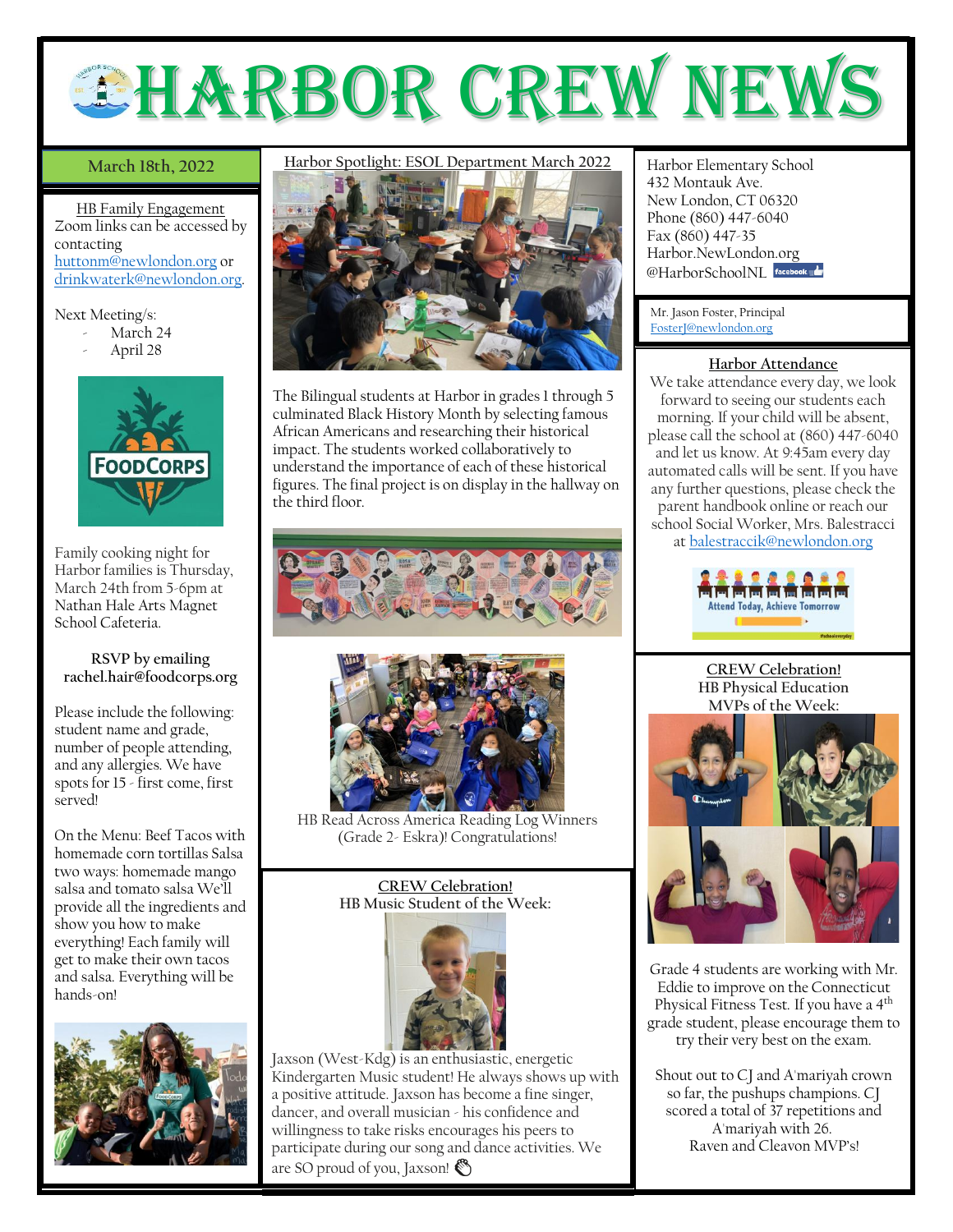# HARBOR CREW NEWS

**March 18th, 2022**

HB Family Engagement

Zoom links can be accessed by contacting huttonm@newlondon.org or drinkwaterk@newlondon.org.

Next Meeting/s:

- March 24
- April 28

FOODCORPS

Family cooking night for Harbor families is Thursday, March 24th from 5-6pm at Nathan Hale Arts Magnet School Cafeteria.

**RSVP by emailing rachel.hair@foodcorps.org**

Please include the following: student name and grade, number of people attending, and any allergies. We have spots for 15 - first come, first served!

On the Menu: Beef Tacos with homemade corn tortillas Salsa two ways: homemade mango salsa and tomato salsa We'll provide all the ingredients and show you how to make everything! Each family will get to make their own tacos and salsa. Everything will be hands-on!

## Harbor Spotlight: ESOL Department March 2022

The Bilingual students at Harbor in grades 1 through 5 culminated Black History Month by selecting famous African Americans and researching their historical impact. The students worked collaboratively to understand the importance of each of these historical figures. The final project is on display in the hallway on the third floor.

HB Read Across America Reading Log Winners (Grade 2- Eskra)! Congratulations!

## CREW Celebration!

**HB Music Student of the Week:**

Jaxson (West-Kdg) is an enthusiastic, energetic Kindergarten Music student! He always shows up with a positive attitude. Jaxson has become a fine singer, dancer, and overall musician - his confidence and willingness to take risks encourages his peers to participate during our song and dance activities. We are SO proud of you, Jaxson! 👏

Harbor Elementary School
432 Montauk Ave.
New London, CT 06320
Phone (860) 447-6040
Fax (860) 447-35
Harbor.NewLondon.org
@HarborSchoolNL facebook

Mr. Jason Foster, Principal
FosterJ@newlondon.org

## Harbor Attendance

We take attendance every day, we look forward to seeing our students each morning. If your child will be absent, please call the school at (860) 447-6040 and let us know. At 9:45am every day automated calls will be sent. If you have any further questions, please check the parent handbook online or reach our school Social Worker, Mrs. Balestracci at balestraccik@newlondon.org

Attend Today, Achieve Tomorrow

## CREW Celebration!

**HB Physical Education MVPs of the Week:**

Grade 4 students are working with Mr. Eddie to improve on the Connecticut Physical Fitness Test. If you have a 4th grade student, please encourage them to try their very best on the exam.

Shout out to CJ and A'mariyah crown so far, the pushups champions. CJ scored a total of 37 repetitions and A'mariyah with 26. Raven and Cleavon MVP's!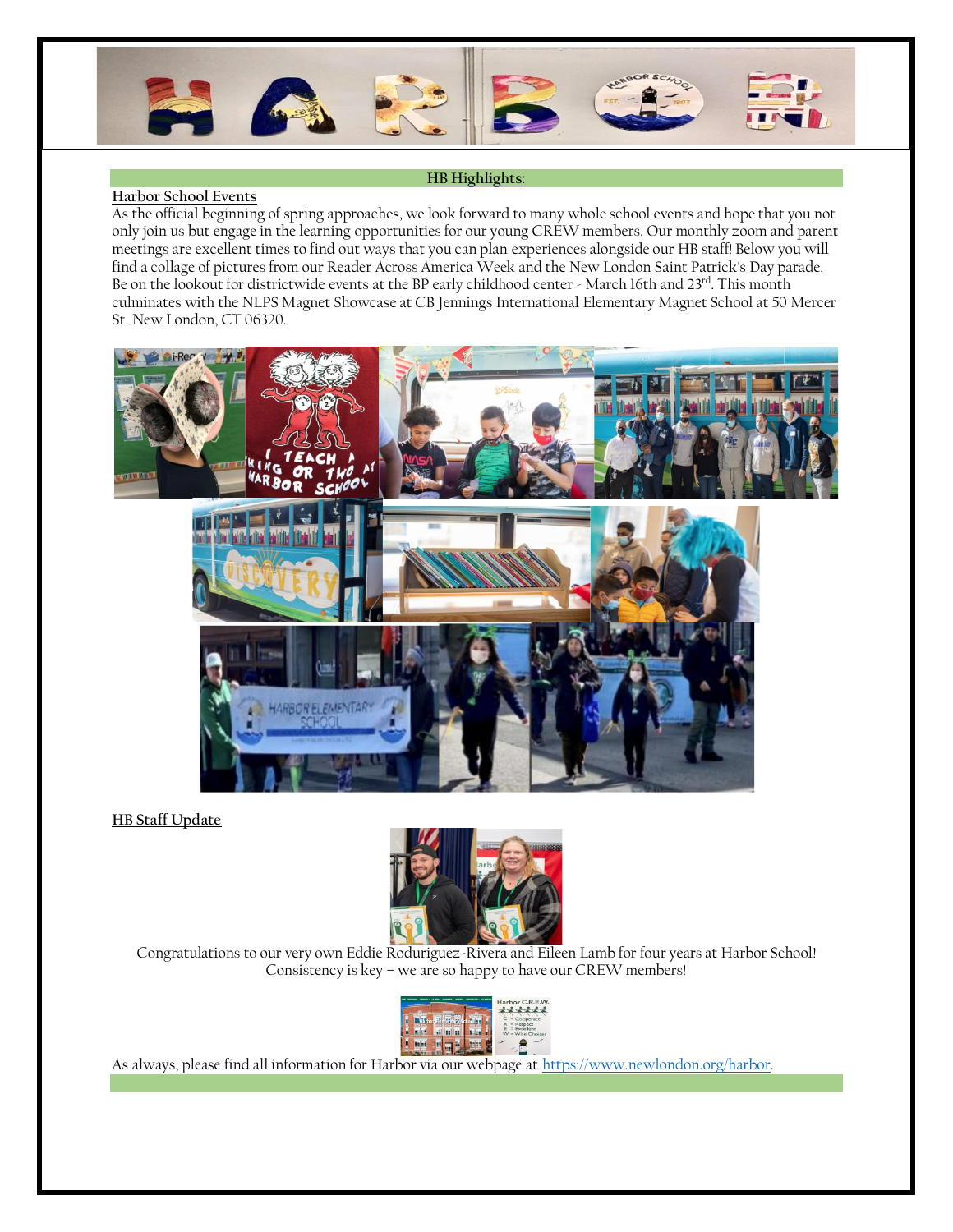## HB Highlights:

**Harbor School Events**

As the official beginning of spring approaches, we look forward to many whole school events and hope that you not only join us but engage in the learning opportunities for our young CREW members. Our monthly zoom and parent meetings are excellent times to find out ways that you can plan experiences alongside our HB staff! Below you will find a collage of pictures from our Reader Across America Week and the New London Saint Patrick's Day parade. Be on the lookout for districtwide events at the BP early childhood center - March 16th and 23rd. This month culminates with the NLPS Magnet Showcase at CB Jennings International Elementary Magnet School at 50 Mercer St. New London, CT 06320.

**HB Staff Update**

Congratulations to our very own Eddie Roduriguez-Rivera and Eileen Lamb for four years at Harbor School! Consistency is key – we are so happy to have our CREW members!

As always, please find all information for Harbor via our webpage at https://www.newlondon.org/harbor.